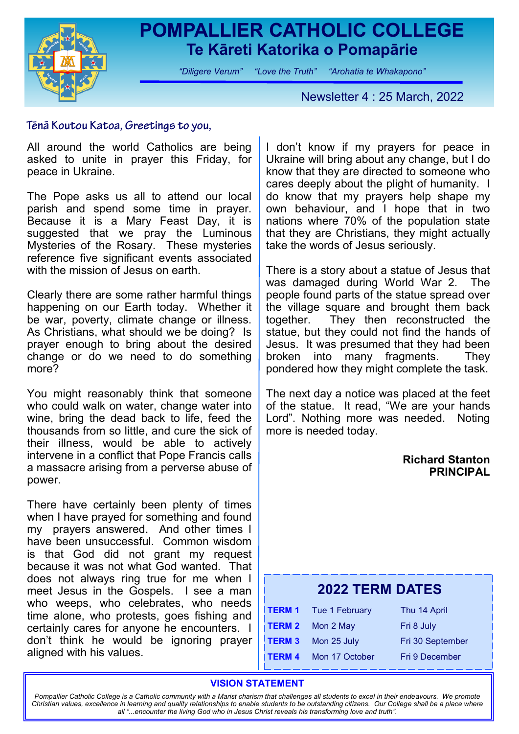# POMPALLIER CATHOLIC COLLEGE

## Te Kāreti Katorika o Pomapārie

*"Diligere Verum"* *"Love the Truth"* *"Arohatia te Whakapono"*

Newsletter 4 : 25 March, 2022

**Tēnā Koutou Katoa, Greetings to you,**

All around the world Catholics are being asked to unite in prayer this Friday, for peace in Ukraine.

The Pope asks us all to attend our local parish and spend some time in prayer. Because it is a Mary Feast Day, it is suggested that we pray the Luminous Mysteries of the Rosary. These mysteries reference five significant events associated with the mission of Jesus on earth.

Clearly there are some rather harmful things happening on our Earth today. Whether it be war, poverty, climate change or illness. As Christians, what should we be doing? Is prayer enough to bring about the desired change or do we need to do something more?

You might reasonably think that someone who could walk on water, change water into wine, bring the dead back to life, feed the thousands from so little, and cure the sick of their illness, would be able to actively intervene in a conflict that Pope Francis calls a massacre arising from a perverse abuse of power.

There have certainly been plenty of times when I have prayed for something and found my prayers answered. And other times I have been unsuccessful. Common wisdom is that God did not grant my request because it was not what God wanted. That does not always ring true for me when I meet Jesus in the Gospels. I see a man who weeps, who celebrates, who needs time alone, who protests, goes fishing and certainly cares for anyone he encounters. I don't think he would be ignoring prayer aligned with his values.

I don't know if my prayers for peace in Ukraine will bring about any change, but I do know that they are directed to someone who cares deeply about the plight of humanity. I do know that my prayers help shape my own behaviour, and I hope that in two nations where 70% of the population state that they are Christians, they might actually take the words of Jesus seriously.

There is a story about a statue of Jesus that was damaged during World War 2. The people found parts of the statue spread over the village square and brought them back together. They then reconstructed the statue, but they could not find the hands of Jesus. It was presumed that they had been broken into many fragments. They pondered how they might complete the task.

The next day a notice was placed at the feet of the statue. It read, "We are your hands Lord". Nothing more was needed. Noting more is needed today.

**Richard Stanton**
**PRINCIPAL**

## 2022 TERM DATES

| | | |
|---|---|---|
| **TERM 1** | Tue 1 February | Thu 14 April |
| **TERM 2** | Mon 2 May | Fri 8 July |
| **TERM 3** | Mon 25 July | Fri 30 September |
| **TERM 4** | Mon 17 October | Fri 9 December |

**VISION STATEMENT**

*Pompallier Catholic College is a Catholic community with a Marist charism that challenges all students to excel in their endeavours. We promote Christian values, excellence in learning and quality relationships to enable students to be outstanding citizens. Our College shall be a place where all "...encounter the living God who in Jesus Christ reveals his transforming love and truth".*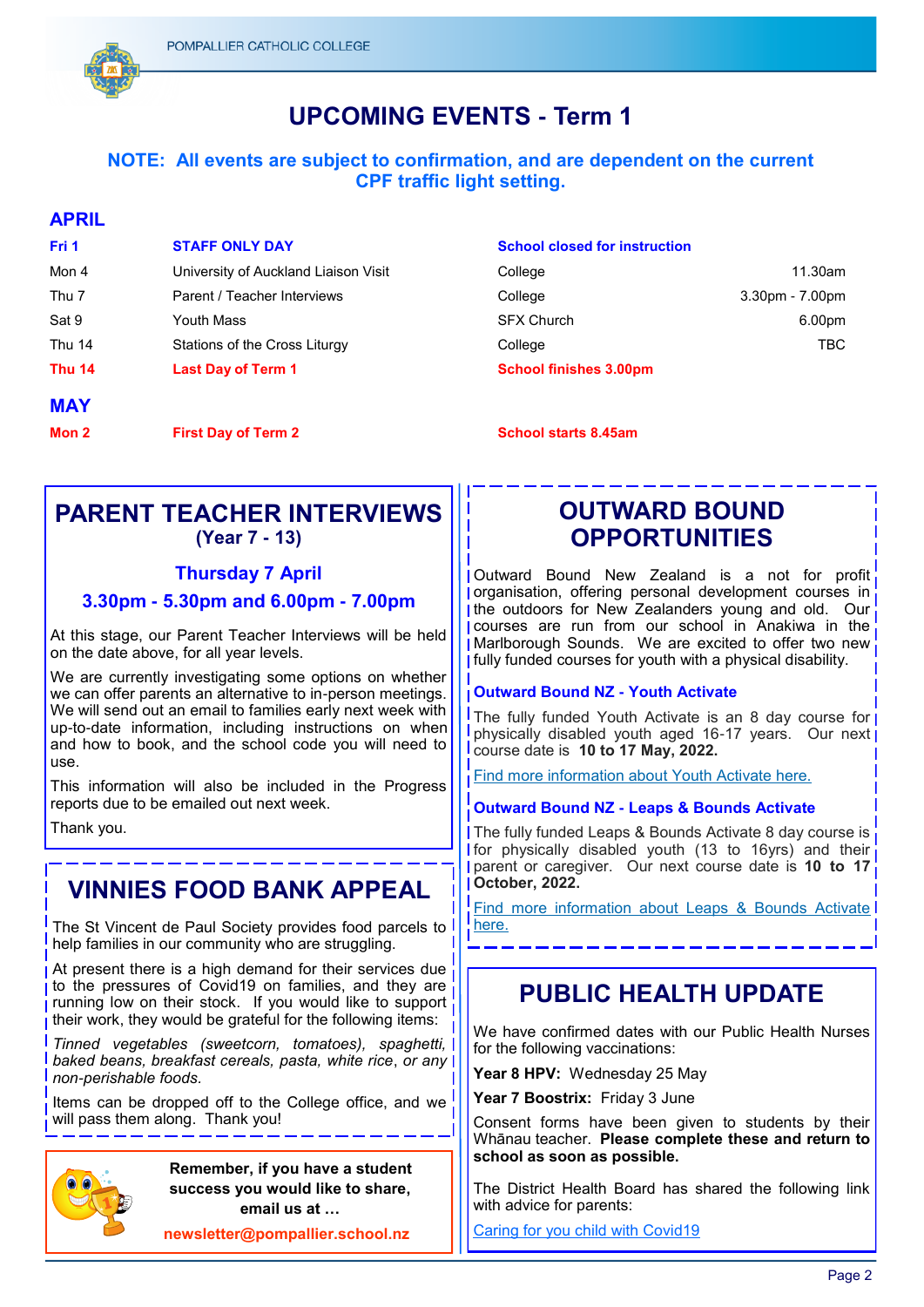# UPCOMING EVENTS - Term 1

**NOTE: All events are subject to confirmation, and are dependent on the current CPF traffic light setting.**

## APRIL

| | | | |
|---|---|---|---|
| **Fri 1** | **STAFF ONLY DAY** | **School closed for instruction** | |
| Mon 4 | University of Auckland Liaison Visit | College | 11.30am |
| Thu 7 | Parent / Teacher Interviews | College | 3.30pm - 7.00pm |
| Sat 9 | Youth Mass | SFX Church | 6.00pm |
| Thu 14 | Stations of the Cross Liturgy | College | TBC |
| **Thu 14** | **Last Day of Term 1** | **School finishes 3.00pm** | |

## MAY

| | | | |
|---|---|---|---|
| **Mon 2** | **First Day of Term 2** | **School starts 8.45am** | |

## PARENT TEACHER INTERVIEWS

**(Year 7 - 13)**

**Thursday 7 April**

**3.30pm - 5.30pm and 6.00pm - 7.00pm**

At this stage, our Parent Teacher Interviews will be held on the date above, for all year levels.

We are currently investigating some options on whether we can offer parents an alternative to in-person meetings. We will send out an email to families early next week with up-to-date information, including instructions on when and how to book, and the school code you will need to use.

This information will also be included in the Progress reports due to be emailed out next week.

Thank you.

## VINNIES FOOD BANK APPEAL

The St Vincent de Paul Society provides food parcels to help families in our community who are struggling.

At present there is a high demand for their services due to the pressures of Covid19 on families, and they are running low on their stock. If you would like to support their work, they would be grateful for the following items:

*Tinned vegetables (sweetcorn, tomatoes), spaghetti, baked beans, breakfast cereals, pasta, white rice*, *or any non-perishable foods.*

Items can be dropped off to the College office, and we will pass them along. Thank you!

**Remember, if you have a student success you would like to share, email us at …**

**newsletter@pompallier.school.nz**

## OUTWARD BOUND OPPORTUNITIES

Outward Bound New Zealand is a not for profit organisation, offering personal development courses in the outdoors for New Zealanders young and old. Our courses are run from our school in Anakiwa in the Marlborough Sounds. We are excited to offer two new fully funded courses for youth with a physical disability.

### Outward Bound NZ - Youth Activate

The fully funded Youth Activate is an 8 day course for physically disabled youth aged 16-17 years. Our next course date is **10 to 17 May, 2022.**

Find more information about Youth Activate here.

### Outward Bound NZ - Leaps & Bounds Activate

The fully funded Leaps & Bounds Activate 8 day course is for physically disabled youth (13 to 16yrs) and their parent or caregiver. Our next course date is **10 to 17 October, 2022.**

Find more information about Leaps & Bounds Activate here.

## PUBLIC HEALTH UPDATE

We have confirmed dates with our Public Health Nurses for the following vaccinations:

**Year 8 HPV:** Wednesday 25 May

**Year 7 Boostrix:** Friday 3 June

Consent forms have been given to students by their Whānau teacher. **Please complete these and return to school as soon as possible.**

The District Health Board has shared the following link with advice for parents:

Caring for you child with Covid19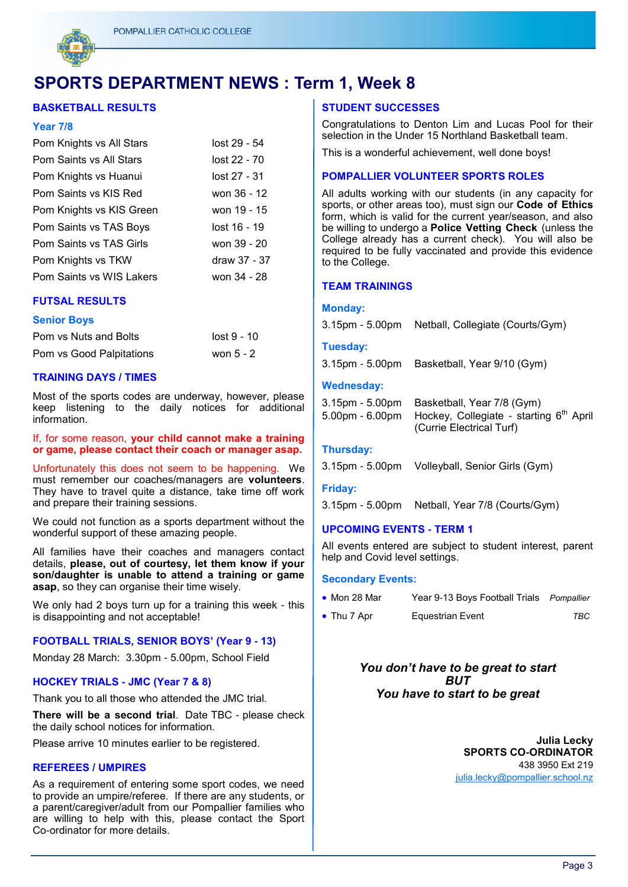# SPORTS DEPARTMENT NEWS : Term 1, Week 8

## BASKETBALL RESULTS

### Year 7/8

| | |
|---|---|
| Pom Knights vs All Stars | lost 29 - 54 |
| Pom Saints vs All Stars | lost 22 - 70 |
| Pom Knights vs Huanui | lost 27 - 31 |
| Pom Saints vs KIS Red | won 36 - 12 |
| Pom Knights vs KIS Green | won 19 - 15 |
| Pom Saints vs TAS Boys | lost 16 - 19 |
| Pom Saints vs TAS Girls | won 39 - 20 |
| Pom Knights vs TKW | draw 37 - 37 |
| Pom Saints vs WIS Lakers | won 34 - 28 |

## FUTSAL RESULTS

### Senior Boys

| | |
|---|---|
| Pom vs Nuts and Bolts | lost 9 - 10 |
| Pom vs Good Palpitations | won 5 - 2 |

## TRAINING DAYS / TIMES

Most of the sports codes are underway, however, please keep listening to the daily notices for additional information.

If, for some reason, **your child cannot make a training or game, please contact their coach or manager asap.**

Unfortunately this does not seem to be happening. We must remember our coaches/managers are **volunteers**. They have to travel quite a distance, take time off work and prepare their training sessions.

We could not function as a sports department without the wonderful support of these amazing people.

All families have their coaches and managers contact details, **please, out of courtesy, let them know if your son/daughter is unable to attend a training or game asap**, so they can organise their time wisely.

We only had 2 boys turn up for a training this week - this is disappointing and not acceptable!

## FOOTBALL TRIALS, SENIOR BOYS' (Year 9 - 13)

Monday 28 March: 3.30pm - 5.00pm, School Field

## HOCKEY TRIALS - JMC (Year 7 & 8)

Thank you to all those who attended the JMC trial.

**There will be a second trial**. Date TBC - please check the daily school notices for information.

Please arrive 10 minutes earlier to be registered.

## REFEREES / UMPIRES

As a requirement of entering some sport codes, we need to provide an umpire/referee. If there are any students, or a parent/caregiver/adult from our Pompallier families who are willing to help with this, please contact the Sport Co-ordinator for more details.

## STUDENT SUCCESSES

Congratulations to Denton Lim and Lucas Pool for their selection in the Under 15 Northland Basketball team.

This is a wonderful achievement, well done boys!

## POMPALLIER VOLUNTEER SPORTS ROLES

All adults working with our students (in any capacity for sports, or other areas too), must sign our **Code of Ethics** form, which is valid for the current year/season, and also be willing to undergo a **Police Vetting Check** (unless the College already has a current check). You will also be required to be fully vaccinated and provide this evidence to the College.

## TEAM TRAININGS

### Monday:

3.15pm - 5.00pm Netball, Collegiate (Courts/Gym)

### Tuesday:

3.15pm - 5.00pm Basketball, Year 9/10 (Gym)

### Wednesday:

3.15pm - 5.00pm Basketball, Year 7/8 (Gym)

5.00pm - 6.00pm Hockey, Collegiate - starting 6th April (Currie Electrical Turf)

### Thursday:

3.15pm - 5.00pm Volleyball, Senior Girls (Gym)

### Friday:

3.15pm - 5.00pm Netball, Year 7/8 (Courts/Gym)

## UPCOMING EVENTS - TERM 1

All events entered are subject to student interest, parent help and Covid level settings.

### Secondary Events:

- Mon 28 Mar — Year 9-13 Boys Football Trials — *Pompallier*
- Thu 7 Apr — Equestrian Event — *TBC*

***You don't have to be great to start***
***BUT***
***You have to start to be great***

**Julia Lecky**
**SPORTS CO-ORDINATOR**
438 3950 Ext 219
julia.lecky@pompallier.school.nz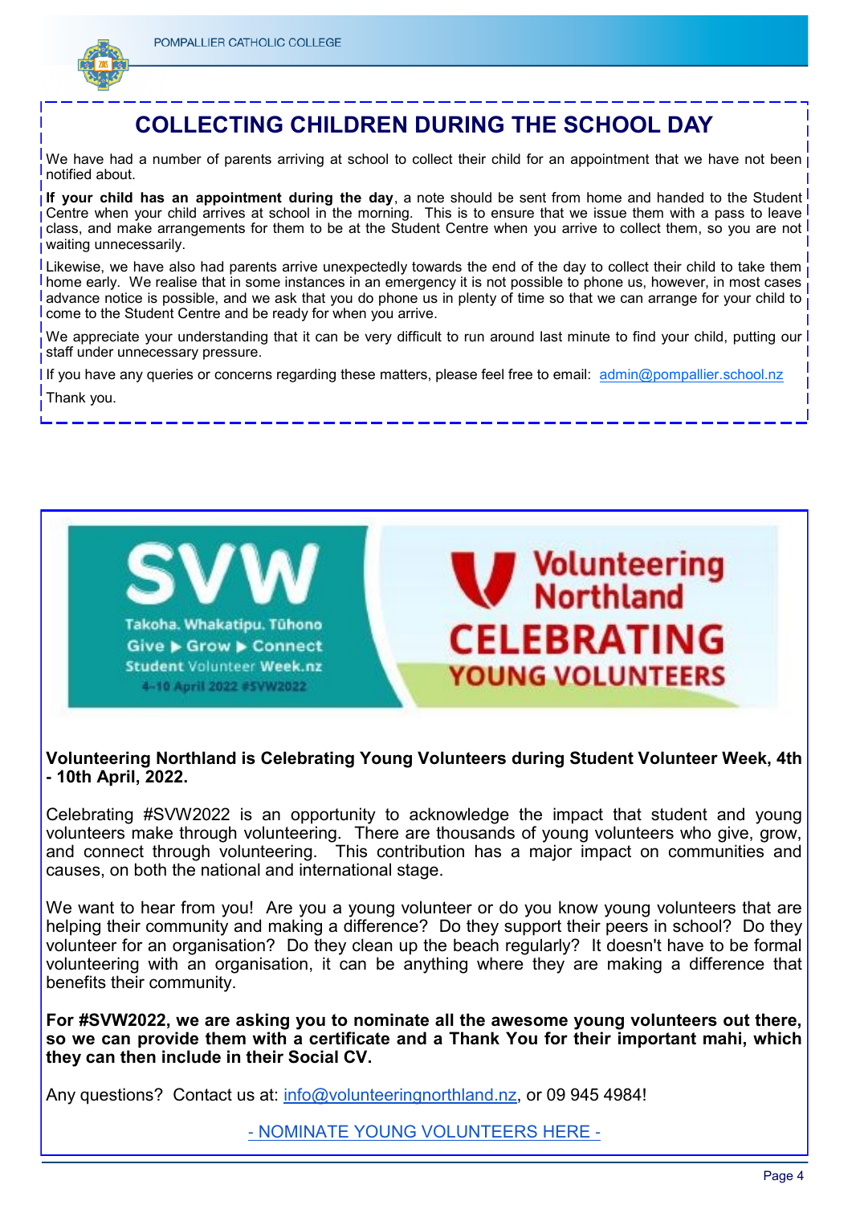## COLLECTING CHILDREN DURING THE SCHOOL DAY

We have had a number of parents arriving at school to collect their child for an appointment that we have not been notified about.

**If your child has an appointment during the day**, a note should be sent from home and handed to the Student Centre when your child arrives at school in the morning. This is to ensure that we issue them with a pass to leave class, and make arrangements for them to be at the Student Centre when you arrive to collect them, so you are not waiting unnecessarily.

Likewise, we have also had parents arrive unexpectedly towards the end of the day to collect their child to take them home early. We realise that in some instances in an emergency it is not possible to phone us, however, in most cases advance notice is possible, and we ask that you do phone us in plenty of time so that we can arrange for your child to come to the Student Centre and be ready for when you arrive.

We appreciate your understanding that it can be very difficult to run around last minute to find your child, putting our staff under unnecessary pressure.

If you have any queries or concerns regarding these matters, please feel free to email: admin@pompallier.school.nz

Thank you.

SVW
Takoha. Whakatipu. Tūhono
Give ▶ Grow ▶ Connect
Student Volunteer Week.nz
4–10 April 2022 #SVW2022

Volunteering Northland
CELEBRATING
YOUNG VOLUNTEERS

**Volunteering Northland is Celebrating Young Volunteers during Student Volunteer Week, 4th - 10th April, 2022.**

Celebrating #SVW2022 is an opportunity to acknowledge the impact that student and young volunteers make through volunteering. There are thousands of young volunteers who give, grow, and connect through volunteering. This contribution has a major impact on communities and causes, on both the national and international stage.

We want to hear from you! Are you a young volunteer or do you know young volunteers that are helping their community and making a difference? Do they support their peers in school? Do they volunteer for an organisation? Do they clean up the beach regularly? It doesn't have to be formal volunteering with an organisation, it can be anything where they are making a difference that benefits their community.

**For #SVW2022, we are asking you to nominate all the awesome young volunteers out there, so we can provide them with a certificate and a Thank You for their important mahi, which they can then include in their Social CV.**

Any questions? Contact us at: info@volunteeringnorthland.nz, or 09 945 4984!

- NOMINATE YOUNG VOLUNTEERS HERE -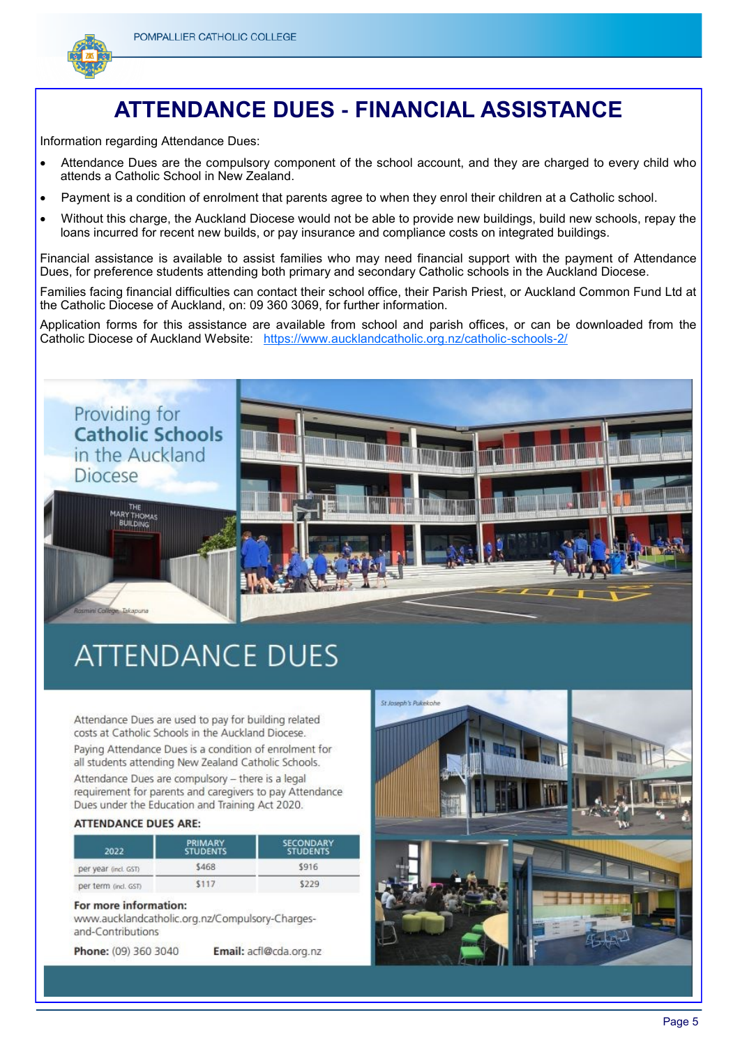# ATTENDANCE DUES - FINANCIAL ASSISTANCE

Information regarding Attendance Dues:

- Attendance Dues are the compulsory component of the school account, and they are charged to every child who attends a Catholic School in New Zealand.
- Payment is a condition of enrolment that parents agree to when they enrol their children at a Catholic school.
- Without this charge, the Auckland Diocese would not be able to provide new buildings, build new schools, repay the loans incurred for recent new builds, or pay insurance and compliance costs on integrated buildings.

Financial assistance is available to assist families who may need financial support with the payment of Attendance Dues, for preference students attending both primary and secondary Catholic schools in the Auckland Diocese.

Families facing financial difficulties can contact their school office, their Parish Priest, or Auckland Common Fund Ltd at the Catholic Diocese of Auckland, on: 09 360 3069, for further information.

Application forms for this assistance are available from school and parish offices, or can be downloaded from the Catholic Diocese of Auckland Website: https://www.aucklandcatholic.org.nz/catholic-schools-2/

Providing for **Catholic Schools** in the Auckland Diocese

THE MARY THOMAS BUILDING

*Rosmini College, Takapuna*

## ATTENDANCE DUES

Attendance Dues are used to pay for building related costs at Catholic Schools in the Auckland Diocese.

Paying Attendance Dues is a condition of enrolment for all students attending New Zealand Catholic Schools.

Attendance Dues are compulsory – there is a legal requirement for parents and caregivers to pay Attendance Dues under the Education and Training Act 2020.

**ATTENDANCE DUES ARE:**

| 2022 | PRIMARY STUDENTS | SECONDARY STUDENTS |
|---|---|---|
| per year (incl. GST) | $468 | $916 |
| per term (incl. GST) | $117 | $229 |

**For more information:**
www.aucklandcatholic.org.nz/Compulsory-Charges-and-Contributions

**Phone:** (09) 360 3040 **Email:** acfl@cda.org.nz

*St Joseph's Pukekohe*